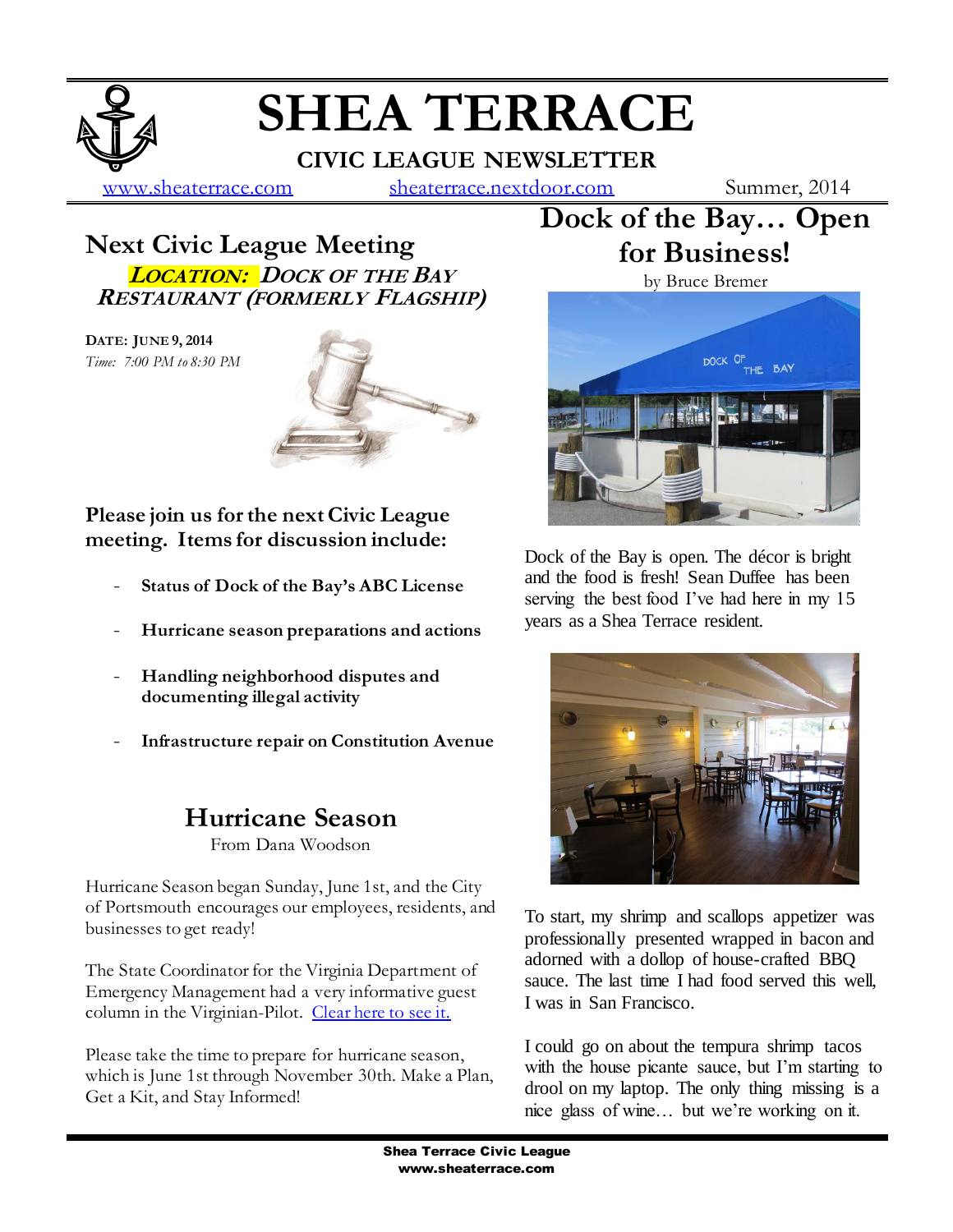# SHEA TERRACE

**CIVIC LEAGUE NEWSLETTER**

www.sheaterrace.com    sheaterrace.nextdoor.com    Summer, 2014

## Next Civic League Meeting

***LOCATION: DOCK OF THE BAY RESTAURANT (FORMERLY FLAGSHIP)***

**DATE: JUNE 9, 2014**

*Time: 7:00 PM to 8:30 PM*

**Please join us for the next Civic League meeting. Items for discussion include:**

- **Status of Dock of the Bay's ABC License**
- **Hurricane season preparations and actions**
- **Handling neighborhood disputes and documenting illegal activity**
- **Infrastructure repair on Constitution Avenue**

## Hurricane Season

From Dana Woodson

Hurricane Season began Sunday, June 1st, and the City of Portsmouth encourages our employees, residents, and businesses to get ready!

The State Coordinator for the Virginia Department of Emergency Management had a very informative guest column in the Virginian-Pilot. Clear here to see it.

Please take the time to prepare for hurricane season, which is June 1st through November 30th. Make a Plan, Get a Kit, and Stay Informed!

## Dock of the Bay… Open for Business!

by Bruce Bremer

Dock of the Bay is open. The décor is bright and the food is fresh! Sean Duffee has been serving the best food I've had here in my 15 years as a Shea Terrace resident.

To start, my shrimp and scallops appetizer was professionally presented wrapped in bacon and adorned with a dollop of house-crafted BBQ sauce. The last time I had food served this well, I was in San Francisco.

I could go on about the tempura shrimp tacos with the house picante sauce, but I'm starting to drool on my laptop. The only thing missing is a nice glass of wine… but we're working on it.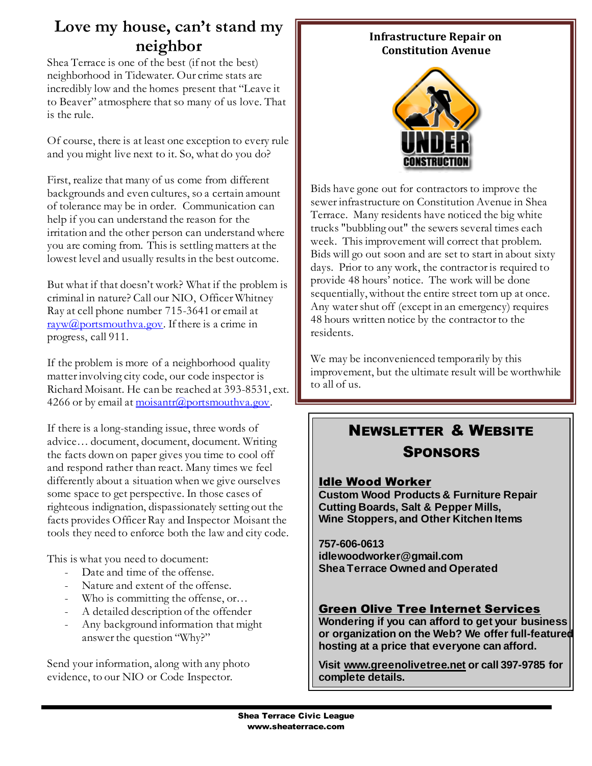# Love my house, can't stand my neighbor

Shea Terrace is one of the best (if not the best) neighborhood in Tidewater. Our crime stats are incredibly low and the homes present that "Leave it to Beaver" atmosphere that so many of us love. That is the rule.

Of course, there is at least one exception to every rule and you might live next to it. So, what do you do?

First, realize that many of us come from different backgrounds and even cultures, so a certain amount of tolerance may be in order. Communication can help if you can understand the reason for the irritation and the other person can understand where you are coming from. This is settling matters at the lowest level and usually results in the best outcome.

But what if that doesn't work? What if the problem is criminal in nature? Call our NIO, Officer Whitney Ray at cell phone number 715-3641 or email at rayw@portsmouthva.gov. If there is a crime in progress, call 911.

If the problem is more of a neighborhood quality matter involving city code, our code inspector is Richard Moisant. He can be reached at 393-8531, ext. 4266 or by email at moisantr@portsmouthva.gov.

If there is a long-standing issue, three words of advice… document, document, document. Writing the facts down on paper gives you time to cool off and respond rather than react. Many times we feel differently about a situation when we give ourselves some space to get perspective. In those cases of righteous indignation, dispassionately setting out the facts provides Officer Ray and Inspector Moisant the tools they need to enforce both the law and city code.

This is what you need to document:

- Date and time of the offense.
- Nature and extent of the offense.
- Who is committing the offense, or…
- A detailed description of the offender
- Any background information that might answer the question "Why?"

Send your information, along with any photo evidence, to our NIO or Code Inspector.

## Infrastructure Repair on Constitution Avenue

UNDER CONSTRUCTION

Bids have gone out for contractors to improve the sewer infrastructure on Constitution Avenue in Shea Terrace. Many residents have noticed the big white trucks "bubbling out" the sewers several times each week. This improvement will correct that problem. Bids will go out soon and are set to start in about sixty days. Prior to any work, the contractor is required to provide 48 hours' notice. The work will be done sequentially, without the entire street torn up at once. Any water shut off (except in an emergency) requires 48 hours written notice by the contractor to the residents.

We may be inconvenienced temporarily by this improvement, but the ultimate result will be worthwhile to all of us.

## Newsletter & Website Sponsors

**Idle Wood Worker**
**Custom Wood Products & Furniture Repair**
**Cutting Boards, Salt & Pepper Mills,**
**Wine Stoppers, and Other Kitchen Items**

**757-606-0613**
**idlewoodworker@gmail.com**
**Shea Terrace Owned and Operated**

**Green Olive Tree Internet Services**
**Wondering if you can afford to get your business or organization on the Web? We offer full-featured hosting at a price that everyone can afford.**

**Visit www.greenolivetree.net or call 397-9785 for complete details.**

**Shea Terrace Civic League**
**www.sheaterrace.com**